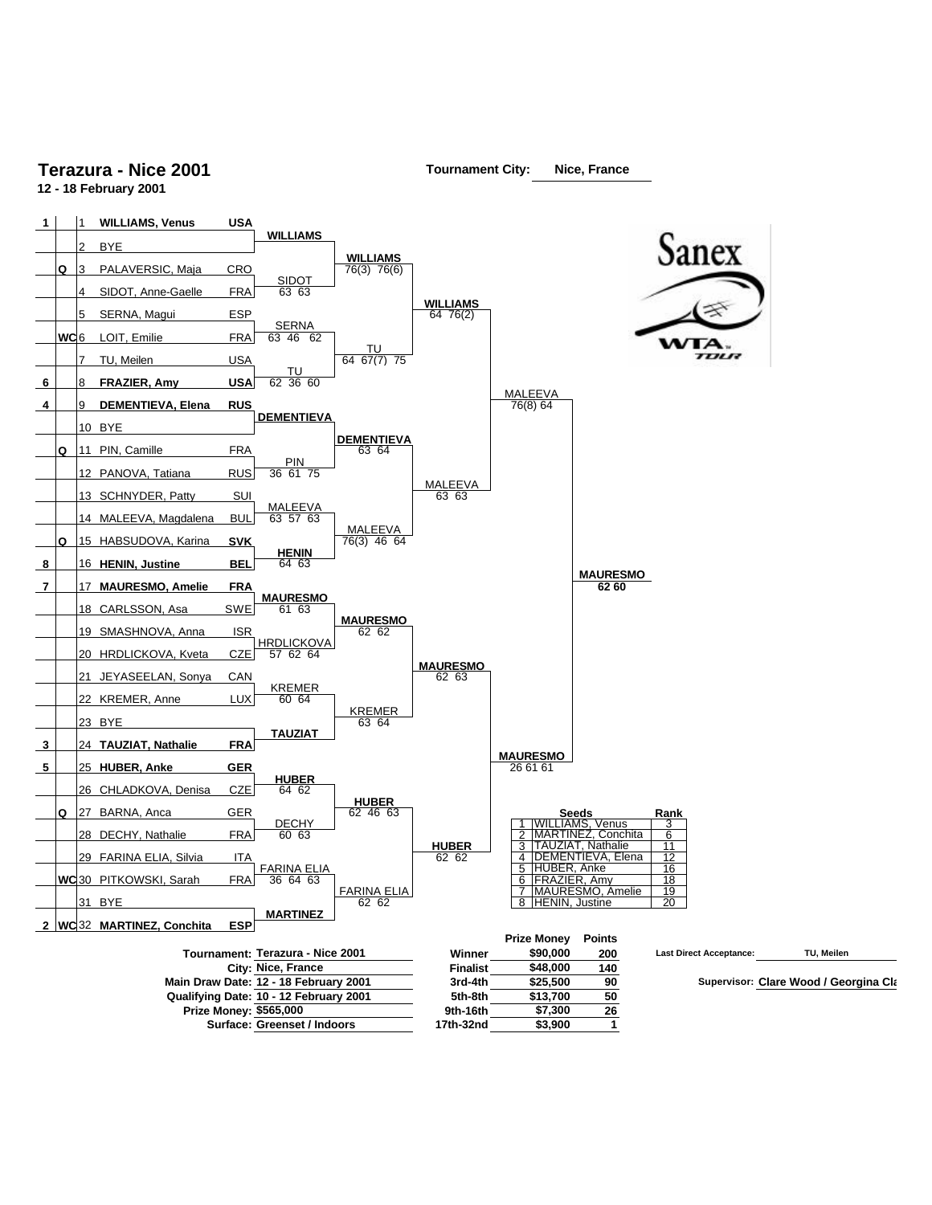# Terazura - Nice 2001

**12 - 18 February 2001**

**Tournament City:** Nice, France

| Seed | Status | # | Player | Country | Round 1 | Round 2 | Quarterfinals | Semifinals | Final |
|---|---|---|---|---|---|---|---|---|---|
| 1 | | 1 | **WILLIAMS, Venus** | **USA** | **WILLIAMS** | | | | |
| | | 2 | BYE | | | **WILLIAMS** 76(3) 76(6) | | | |
| | Q | 3 | PALAVERSIC, Maja | CRO | SIDOT 63 63 | | | | |
| | | 4 | SIDOT, Anne-Gaelle | FRA | | | **WILLIAMS** 64 76(2) | | |
| | | 5 | SERNA, Magui | ESP | SERNA 63 46 62 | | | | |
| | WC | 6 | LOIT, Emilie | FRA | | TU 64 67(7) 75 | | | |
| | | 7 | TU, Meilen | USA | TU 62 36 60 | | | | |
| 6 | | 8 | **FRAZIER, Amy** | **USA** | | | | MALEEVA 76(8) 64 | |
| 4 | | 9 | **DEMENTIEVA, Elena** | **RUS** | **DEMENTIEVA** | | | | |
| | | 10 | BYE | | | **DEMENTIEVA** 63 64 | | | |
| | Q | 11 | PIN, Camille | FRA | PIN 36 61 75 | | | | |
| | | 12 | PANOVA, Tatiana | RUS | | | MALEEVA 63 63 | | |
| | | 13 | SCHNYDER, Patty | SUI | MALEEVA 63 57 63 | | | | |
| | | 14 | MALEEVA, Magdalena | BUL | | MALEEVA 76(3) 46 64 | | | |
| | Q | 15 | HABSUDOVA, Karina | **SVK** | **HENIN** 64 63 | | | | |
| 8 | | 16 | **HENIN, Justine** | **BEL** | | | | | **MAURESMO** 62 60 |
| 7 | | 17 | **MAURESMO, Amelie** | **FRA** | **MAURESMO** 61 63 | | | | |
| | | 18 | CARLSSON, Asa | SWE | | **MAURESMO** 62 62 | | | |
| | | 19 | SMASHNOVA, Anna | ISR | HRDLICKOVA 57 62 64 | | | | |
| | | 20 | HRDLICKOVA, Kveta | CZE | | | **MAURESMO** 62 63 | | |
| | | 21 | JEYASEELAN, Sonya | CAN | KREMER 60 64 | | | | |
| | | 22 | KREMER, Anne | LUX | | KREMER 63 64 | | | |
| | | 23 | BYE | | **TAUZIAT** | | | | |
| 3 | | 24 | **TAUZIAT, Nathalie** | **FRA** | | | | **MAURESMO** 26 61 61 | |
| 5 | | 25 | **HUBER, Anke** | **GER** | **HUBER** 64 62 | | | | |
| | | 26 | CHLADKOVA, Denisa | CZE | | **HUBER** 62 46 63 | | | |
| | Q | 27 | BARNA, Anca | GER | DECHY 60 63 | | | | |
| | | 28 | DECHY, Nathalie | FRA | | | **HUBER** 62 62 | | |
| | | 29 | FARINA ELIA, Silvia | ITA | FARINA ELIA 36 64 63 | | | | |
| | WC | 30 | PITKOWSKI, Sarah | FRA | | FARINA ELIA 62 62 | | | |
| | | 31 | BYE | | **MARTINEZ** | | | | |
| 2 | WC | 32 | **MARTINEZ, Conchita** | **ESP** | | | | | |

| | Seeds | Rank |
|---|---|---|
| 1 | WILLIAMS, Venus | 3 |
| 2 | MARTINEZ, Conchita | 6 |
| 3 | TAUZIAT, Nathalie | 11 |
| 4 | DEMENTIEVA, Elena | 12 |
| 5 | HUBER, Anke | 16 |
| 6 | FRAZIER, Amy | 18 |
| 7 | MAURESMO, Amelie | 19 |
| 8 | HENIN, Justine | 20 |

**Tournament:** Terazura - Nice 2001
**City:** Nice, France
**Main Draw Date:** 12 - 18 February 2001
**Qualifying Date:** 10 - 12 February 2001
**Prize Money:** $565,000
**Surface:** Greenset / Indoors

| | Prize Money | Points |
|---|---|---|
| **Winner** | $90,000 | 200 |
| **Finalist** | $48,000 | 140 |
| **3rd-4th** | $25,500 | 90 |
| **5th-8th** | $13,700 | 50 |
| **9th-16th** | $7,300 | 26 |
| **17th-32nd** | $3,900 | 1 |

**Last Direct Acceptance:** TU, Meilen

**Supervisor:** Clare Wood / Georgina Cla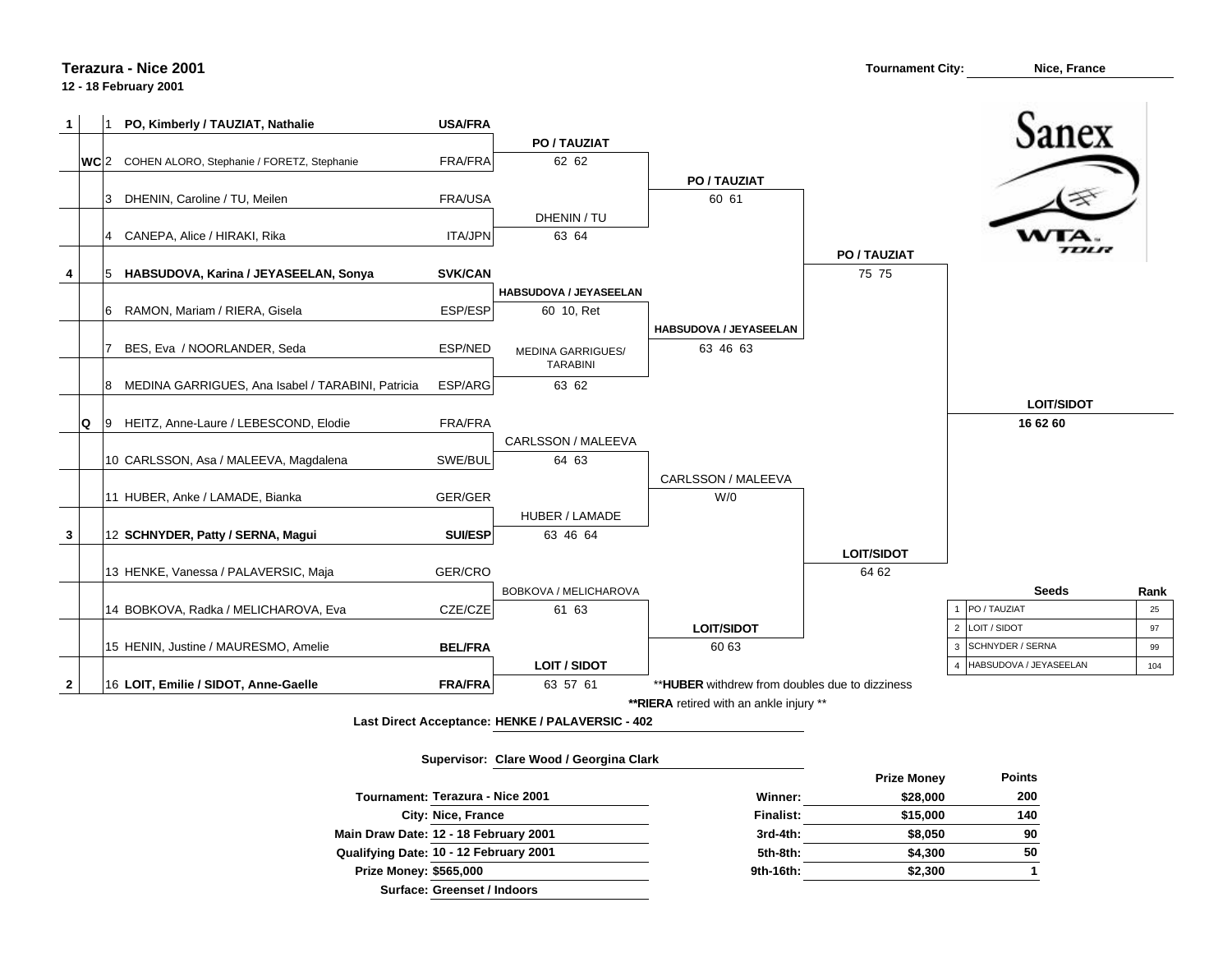# Terazura - Nice 2001

**12 - 18 February 2001**

**Tournament City:** Nice, France

## Draw

| Seed | | # | Players | Nation | Round 1 | Quarterfinals | Semifinals | Final |
|---|---|---|---|---|---|---|---|---|
| 1 | | 1 | **PO, Kimberly / TAUZIAT, Nathalie** | **USA/FRA** | **PO / TAUZIAT** 62 62 | **PO / TAUZIAT** 60 61 | **PO / TAUZIAT** 75 75 | **LOIT/SIDOT** 16 62 60 |
| | WC | 2 | COHEN ALORO, Stephanie / FORETZ, Stephanie | FRA/FRA | | | | |
| | | 3 | DHENIN, Caroline / TU, Meilen | FRA/USA | DHENIN / TU 63 64 | | | |
| | | 4 | CANEPA, Alice / HIRAKI, Rika | ITA/JPN | | | | |
| 4 | | 5 | **HABSUDOVA, Karina / JEYASEELAN, Sonya** | **SVK/CAN** | **HABSUDOVA / JEYASEELAN** 60 10, Ret | **HABSUDOVA / JEYASEELAN** 63 46 63 | | |
| | | 6 | RAMON, Mariam / RIERA, Gisela | ESP/ESP | | | | |
| | | 7 | BES, Eva / NOORLANDER, Seda | ESP/NED | MEDINA GARRIGUES/ TARABINI 63 62 | | | |
| | | 8 | MEDINA GARRIGUES, Ana Isabel / TARABINI, Patricia | ESP/ARG | | | | |
| | Q | 9 | HEITZ, Anne-Laure / LEBESCOND, Elodie | FRA/FRA | CARLSSON / MALEEVA 64 63 | CARLSSON / MALEEVA W/0 | **LOIT/SIDOT** 64 62 | |
| | | 10 | CARLSSON, Asa / MALEEVA, Magdalena | SWE/BUL | | | | |
| | | 11 | HUBER, Anke / LAMADE, Bianka | GER/GER | HUBER / LAMADE 63 46 64 | | | |
| 3 | | 12 | **SCHNYDER, Patty / SERNA, Magui** | **SUI/ESP** | | | | |
| | | 13 | HENKE, Vanessa / PALAVERSIC, Maja | GER/CRO | BOBKOVA / MELICHAROVA 61 63 | **LOIT/SIDOT** 60 63 | | |
| | | 14 | BOBKOVA, Radka / MELICHAROVA, Eva | CZE/CZE | | | | |
| | | 15 | HENIN, Justine / MAURESMO, Amelie | **BEL/FRA** | **LOIT / SIDOT** 63 57 61 | | | |
| 2 | | 16 | **LOIT, Emilie / SIDOT, Anne-Gaelle** | **FRA/FRA** | | | | |

**HUBER** withdrew from doubles due to dizziness

**RIERA** retired with an ankle injury

## Seeds

| | Seeds | Rank |
|---|---|---|
| 1 | PO / TAUZIAT | 25 |
| 2 | LOIT / SIDOT | 97 |
| 3 | SCHNYDER / SERNA | 99 |
| 4 | HABSUDOVA / JEYASEELAN | 104 |

**Last Direct Acceptance:** HENKE / PALAVERSIC - 402

**Supervisor:** Clare Wood / Georgina Clark

**Tournament:** Terazura - Nice 2001
**City:** Nice, France
**Main Draw Date:** 12 - 18 February 2001
**Qualifying Date:** 10 - 12 February 2001
**Prize Money:** $565,000
**Surface:** Greenset / Indoors

| | Prize Money | Points |
|---|---|---|
| Winner: | $28,000 | 200 |
| Finalist: | $15,000 | 140 |
| 3rd-4th: | $8,050 | 90 |
| 5th-8th: | $4,300 | 50 |
| 9th-16th: | $2,300 | 1 |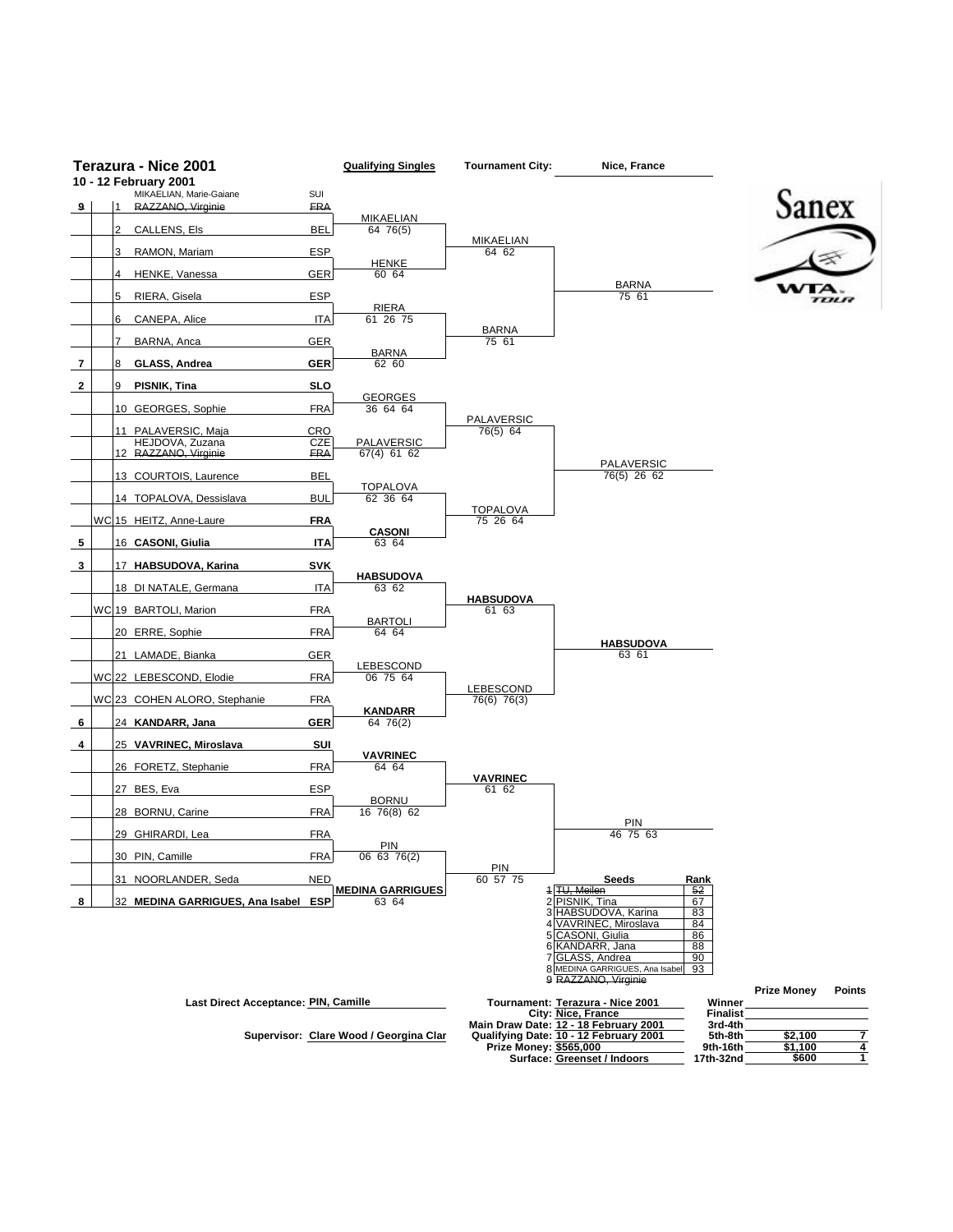# Terazura - Nice 2001

**10 - 12 February 2001**

**Qualifying Singles** | **Tournament City:** Nice, France

## Draw

| Seed | Entry | No. | Player | Country | Round 1 | Round 2 | Qualifiers |
|---|---|---|---|---|---|---|---|
| ~~9~~ | | 1 | MIKAELIAN, Marie-Gaiane (replacing ~~RAZZANO, Virginie~~) | SUI (~~FRA~~) | | | |
| | | 2 | CALLENS, Els | BEL | MIKAELIAN 64 76(5) | | |
| | | 3 | RAMON, Mariam | ESP | | MIKAELIAN 64 62 | |
| | | 4 | HENKE, Vanessa | GER | HENKE 60 64 | | |
| | | 5 | RIERA, Gisela | ESP | | | BARNA 75 61 |
| | | 6 | CANEPA, Alice | ITA | RIERA 61 26 75 | | |
| | | 7 | BARNA, Anca | GER | | BARNA 75 61 | |
| 7 | | 8 | **GLASS, Andrea** | **GER** | BARNA 62 60 | | |
| 2 | | 9 | **PISNIK, Tina** | **SLO** | | | |
| | | 10 | GEORGES, Sophie | FRA | GEORGES 36 64 64 | | |
| | | 11 | PALAVERSIC, Maja | CRO | | PALAVERSIC 76(5) 64 | |
| | | 12 | HEJDOVA, Zuzana (replacing ~~RAZZANO, Virginie~~) | CZE (~~FRA~~) | PALAVERSIC 67(4) 61 62 | | |
| | | 13 | COURTOIS, Laurence | BEL | | | PALAVERSIC 76(5) 26 62 |
| | | 14 | TOPALOVA, Dessislava | BUL | TOPALOVA 62 36 64 | | |
| | WC | 15 | HEITZ, Anne-Laure | **FRA** | | TOPALOVA 75 26 64 | |
| 5 | | 16 | **CASONI, Giulia** | **ITA** | **CASONI** 63 64 | | |
| 3 | | 17 | **HABSUDOVA, Karina** | **SVK** | | | |
| | | 18 | DI NATALE, Germana | ITA | **HABSUDOVA** 63 62 | | |
| | WC | 19 | BARTOLI, Marion | FRA | | **HABSUDOVA** 61 63 | |
| | | 20 | ERRE, Sophie | FRA | BARTOLI 64 64 | | |
| | | 21 | LAMADE, Bianka | GER | | | **HABSUDOVA** 63 61 |
| | WC | 22 | LEBESCOND, Elodie | FRA | LEBESCOND 06 75 64 | | |
| | WC | 23 | COHEN ALORO, Stephanie | FRA | | LEBESCOND 76(6) 76(3) | |
| 6 | | 24 | **KANDARR, Jana** | **GER** | **KANDARR** 64 76(2) | | |
| 4 | | 25 | **VAVRINEC, Miroslava** | **SUI** | | | |
| | | 26 | FORETZ, Stephanie | FRA | **VAVRINEC** 64 64 | | |
| | | 27 | BES, Eva | ESP | | **VAVRINEC** 61 62 | |
| | | 28 | BORNU, Carine | FRA | BORNU 16 76(8) 62 | | |
| | | 29 | GHIRARDI, Lea | FRA | | | PIN 46 75 63 |
| | | 30 | PIN, Camille | FRA | PIN 06 63 76(2) | | |
| | | 31 | NOORLANDER, Seda | NED | | PIN 60 57 75 | |
| 8 | | 32 | **MEDINA GARRIGUES, Ana Isabel** | **ESP** | **MEDINA GARRIGUES** 63 64 | | |

## Seeds

| No. | Seeds | Rank |
|---|---|---|
| ~~1~~ | ~~TU, Meilen~~ | ~~52~~ |
| 2 | PISNIK, Tina | 67 |
| 3 | HABSUDOVA, Karina | 83 |
| 4 | VAVRINEC, Miroslava | 84 |
| 5 | CASONI, Giulia | 86 |
| 6 | KANDARR, Jana | 88 |
| 7 | GLASS, Andrea | 90 |
| 8 | MEDINA GARRIGUES, Ana Isabel | 93 |
| 9 | ~~RAZZANO, Virginie~~ | |

**Last Direct Acceptance:** PIN, Camille

**Supervisor:** Clare Wood / Georgina Clar

**Tournament:** Terazura - Nice 2001
**City:** Nice, France
**Main Draw Date:** 12 - 18 February 2001
**Qualifying Date:** 10 - 12 February 2001
**Prize Money:** $565,000
**Surface:** Greenset / Indoors

| | Prize Money | Points |
|---|---|---|
| Winner | | |
| Finalist | | |
| 3rd-4th | | |
| 5th-8th | $2,100 | 7 |
| 9th-16th | $1,100 | 4 |
| 17th-32nd | $600 | 1 |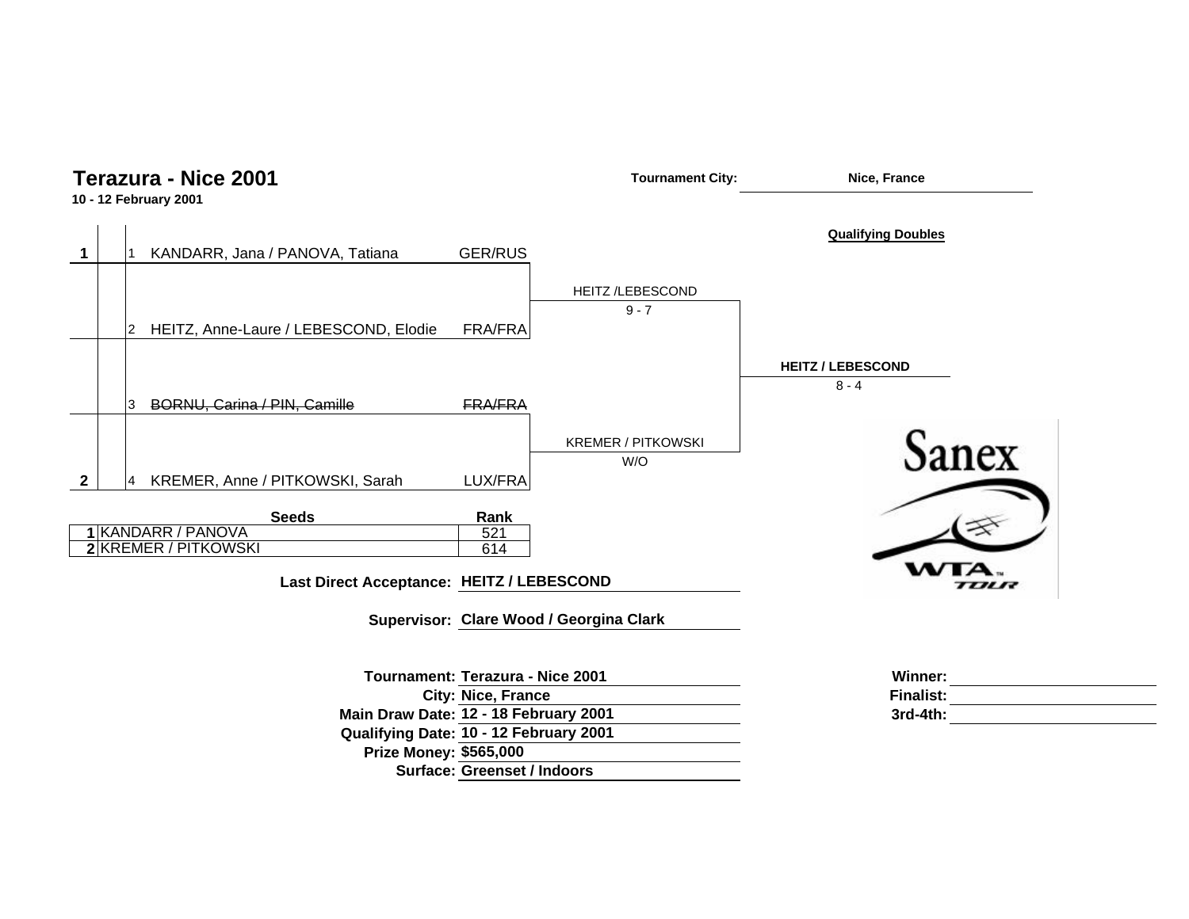# Terazura - Nice 2001

**10 - 12 February 2001**

**Tournament City:** **Nice, France**

**Qualifying Doubles**

| Seed | | # | Player | Country |
|---|---|---|---|---|
| 1 | | 1 | KANDARR, Jana / PANOVA, Tatiana | GER/RUS |
| | | 2 | HEITZ, Anne-Laure / LEBESCOND, Elodie | FRA/FRA |
| | | 3 | ~~BORNU, Carina / PIN, Camille~~ | ~~FRA/FRA~~ |
| 2 | | 4 | KREMER, Anne / PITKOWSKI, Sarah | LUX/FRA |

HEITZ /LEBESCOND
9 - 7

KREMER / PITKOWSKI
W/O

**HEITZ / LEBESCOND**
8 - 4

| | Seeds | Rank |
|---|---|---|
| **1** | KANDARR / PANOVA | 521 |
| **2** | KREMER / PITKOWSKI | 614 |

**Last Direct Acceptance: HEITZ / LEBESCOND**

**Supervisor: Clare Wood / Georgina Clark**

**Tournament: Terazura - Nice 2001**
**City: Nice, France**
**Main Draw Date: 12 - 18 February 2001**
**Qualifying Date: 10 - 12 February 2001**
**Prize Money: $565,000**
**Surface: Greenset / Indoors**

**Winner:**
**Finalist:**
**3rd-4th:**